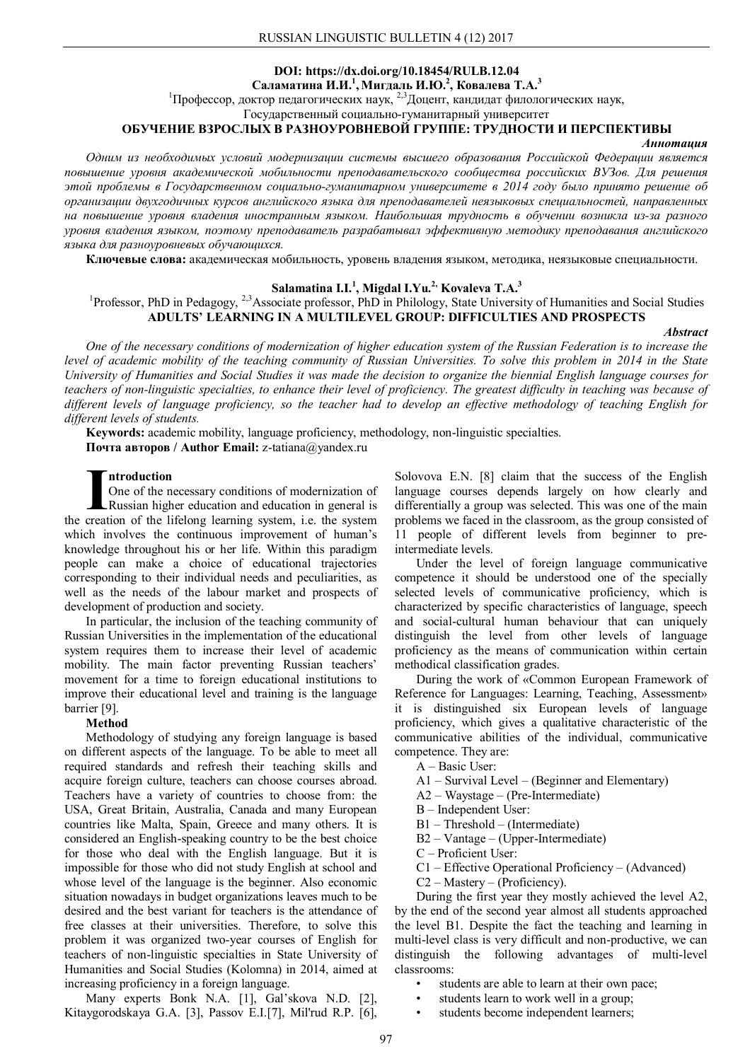**DOI: https://dx.doi.org/10.18454/RULB.12.04**

**Саламатина И.И.[1], Мигдаль И.Ю.[2], Ковалева Т.А.[3]**

[1]Профессор, доктор педагогических наук, [2,3]Доцент, кандидат филологических наук,
Государственный социально-гуманитарный университет

# ОБУЧЕНИЕ ВЗРОСЛЫХ В РАЗНОУРОВНЕВОЙ ГРУППЕ: ТРУДНОСТИ И ПЕРСПЕКТИВЫ

***Аннотация***

*Одним из необходимых условий модернизации системы высшего образования Российской Федерации является повышение уровня академической мобильности преподавательского сообщества российских ВУЗов. Для решения этой проблемы в Государственном социально-гуманитарном университете в 2014 году было принято решение об организации двухгодичных курсов английского языка для преподавателей неязыковых специальностей, направленных на повышение уровня владения иностранным языком. Наибольшая трудность в обучении возникла из-за разного уровня владения языком, поэтому преподаватель разрабатывал эффективную методику преподавания английского языка для разноуровневых обучающихся.*

**Ключевые слова:** академическая мобильность, уровень владения языком, методика, неязыковые специальности.

**Salamatina I.I.[1], Migdal I.Yu.[2], Kovaleva T.A.[3]**

[1]Professor, PhD in Pedagogy, [2,3]Associate professor, PhD in Philology, State University of Humanities and Social Studies

# ADULTS' LEARNING IN A MULTILEVEL GROUP: DIFFICULTIES AND PROSPECTS

***Abstract***

*One of the necessary conditions of modernization of higher education system of the Russian Federation is to increase the level of academic mobility of the teaching community of Russian Universities. To solve this problem in 2014 in the State University of Humanities and Social Studies it was made the decision to organize the biennial English language courses for teachers of non-linguistic specialties, to enhance their level of proficiency. The greatest difficulty in teaching was because of different levels of language proficiency, so the teacher had to develop an effective methodology of teaching English for different levels of students.*

**Keywords:** academic mobility, language proficiency, methodology, non-linguistic specialties.

**Почта авторов / Author Email:** z-tatiana@yandex.ru

## Introduction

One of the necessary conditions of modernization of Russian higher education and education in general is the creation of the lifelong learning system, i.e. the system which involves the continuous improvement of human's knowledge throughout his or her life. Within this paradigm people can make a choice of educational trajectories corresponding to their individual needs and peculiarities, as well as the needs of the labour market and prospects of development of production and society.

In particular, the inclusion of the teaching community of Russian Universities in the implementation of the educational system requires them to increase their level of academic mobility. The main factor preventing Russian teachers' movement for a time to foreign educational institutions to improve their educational level and training is the language barrier [9].

## Method

Methodology of studying any foreign language is based on different aspects of the language. To be able to meet all required standards and refresh their teaching skills and acquire foreign culture, teachers can choose courses abroad. Teachers have a variety of countries to choose from: the USA, Great Britain, Australia, Canada and many European countries like Malta, Spain, Greece and many others. It is considered an English-speaking country to be the best choice for those who deal with the English language. But it is impossible for those who did not study English at school and whose level of the language is the beginner. Also economic situation nowadays in budget organizations leaves much to be desired and the best variant for teachers is the attendance of free classes at their universities. Therefore, to solve this problem it was organized two-year courses of English for teachers of non-linguistic specialties in State University of Humanities and Social Studies (Kolomna) in 2014, aimed at increasing proficiency in a foreign language.

Many experts Bonk N.A. [1], Gal'skova N.D. [2], Kitaygorodskaya G.A. [3], Passov E.I.[7], Mil'rud R.P. [6], Solovova E.N. [8] claim that the success of the English language courses depends largely on how clearly and differentially a group was selected. This was one of the main problems we faced in the classroom, as the group consisted of 11 people of different levels from beginner to pre-intermediate levels.

Under the level of foreign language communicative competence it should be understood one of the specially selected levels of communicative proficiency, which is characterized by specific characteristics of language, speech and social-cultural human behaviour that can uniquely distinguish the level from other levels of language proficiency as the means of communication within certain methodical classification grades.

During the work of «Common European Framework of Reference for Languages: Learning, Teaching, Assessment» it is distinguished six European levels of language proficiency, which gives a qualitative characteristic of the communicative abilities of the individual, communicative competence. They are:

A – Basic User:

A1 – Survival Level – (Beginner and Elementary)

A2 – Waystage – (Pre-Intermediate)

B – Independent User:

B1 – Threshold – (Intermediate)

B2 – Vantage – (Upper-Intermediate)

C – Proficient User:

C1 – Effective Operational Proficiency – (Advanced)

C2 – Mastery – (Proficiency).

During the first year they mostly achieved the level A2, by the end of the second year almost all students approached the level B1. Despite the fact the teaching and learning in multi-level class is very difficult and non-productive, we can distinguish the following advantages of multi-level classrooms:

- students are able to learn at their own pace;
- students learn to work well in a group;
- students become independent learners;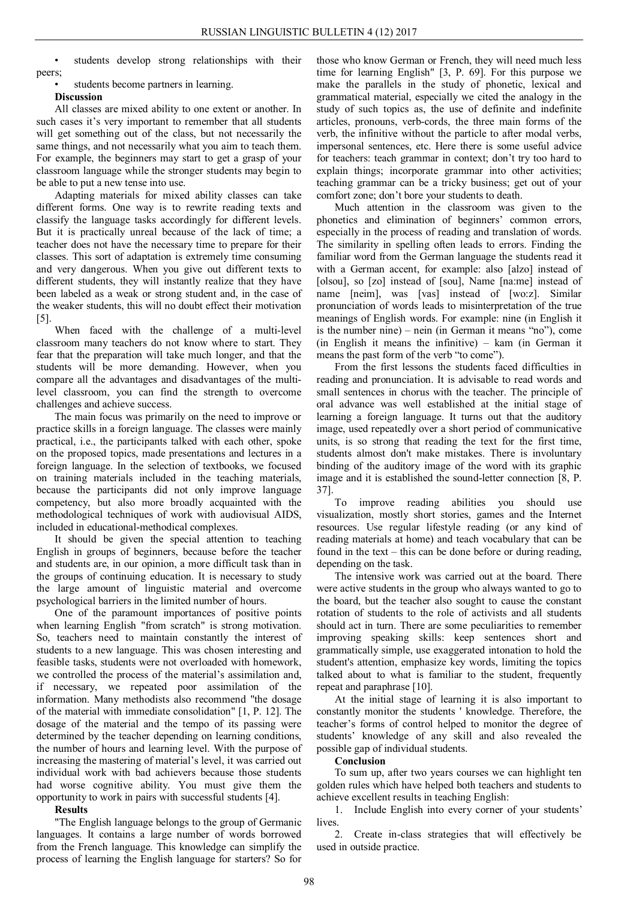- students develop strong relationships with their peers;
- students become partners in learning.

**Discussion**

All classes are mixed ability to one extent or another. In such cases it's very important to remember that all students will get something out of the class, but not necessarily the same things, and not necessarily what you aim to teach them. For example, the beginners may start to get a grasp of your classroom language while the stronger students may begin to be able to put a new tense into use.

Adapting materials for mixed ability classes can take different forms. One way is to rewrite reading texts and classify the language tasks accordingly for different levels. But it is practically unreal because of the lack of time; a teacher does not have the necessary time to prepare for their classes. This sort of adaptation is extremely time consuming and very dangerous. When you give out different texts to different students, they will instantly realize that they have been labeled as a weak or strong student and, in the case of the weaker students, this will no doubt effect their motivation [5].

When faced with the challenge of a multi-level classroom many teachers do not know where to start. They fear that the preparation will take much longer, and that the students will be more demanding. However, when you compare all the advantages and disadvantages of the multi-level classroom, you can find the strength to overcome challenges and achieve success.

The main focus was primarily on the need to improve or practice skills in a foreign language. The classes were mainly practical, i.e., the participants talked with each other, spoke on the proposed topics, made presentations and lectures in a foreign language. In the selection of textbooks, we focused on training materials included in the teaching materials, because the participants did not only improve language competency, but also more broadly acquainted with the methodological techniques of work with audiovisual AIDS, included in educational-methodical complexes.

It should be given the special attention to teaching English in groups of beginners, because before the teacher and students are, in our opinion, a more difficult task than in the groups of continuing education. It is necessary to study the large amount of linguistic material and overcome psychological barriers in the limited number of hours.

One of the paramount importances of positive points when learning English "from scratch" is strong motivation. So, teachers need to maintain constantly the interest of students to a new language. This was chosen interesting and feasible tasks, students were not overloaded with homework, we controlled the process of the material's assimilation and, if necessary, we repeated poor assimilation of the information. Many methodists also recommend "the dosage of the material with immediate consolidation" [1, P. 12]. The dosage of the material and the tempo of its passing were determined by the teacher depending on learning conditions, the number of hours and learning level. With the purpose of increasing the mastering of material's level, it was carried out individual work with bad achievers because those students had worse cognitive ability. You must give them the opportunity to work in pairs with successful students [4].

**Results**

"The English language belongs to the group of Germanic languages. It contains a large number of words borrowed from the French language. This knowledge can simplify the process of learning the English language for starters? So for those who know German or French, they will need much less time for learning English" [3, P. 69]. For this purpose we make the parallels in the study of phonetic, lexical and grammatical material, especially we cited the analogy in the study of such topics as, the use of definite and indefinite articles, pronouns, verb-cords, the three main forms of the verb, the infinitive without the particle to after modal verbs, impersonal sentences, etc. Here there is some useful advice for teachers: teach grammar in context; don't try too hard to explain things; incorporate grammar into other activities; teaching grammar can be a tricky business; get out of your comfort zone; don't bore your students to death.

Much attention in the classroom was given to the phonetics and elimination of beginners' common errors, especially in the process of reading and translation of words. The similarity in spelling often leads to errors. Finding the familiar word from the German language the students read it with a German accent, for example: also [alzo] instead of [olsou], so [zo] instead of [sou], Name [na:me] instead of name [neim], was [vas] instead of [wo:z]. Similar pronunciation of words leads to misinterpretation of the true meanings of English words. For example: nine (in English it is the number nine) – nein (in German it means "no"), come (in English it means the infinitive) – kam (in German it means the past form of the verb "to come").

From the first lessons the students faced difficulties in reading and pronunciation. It is advisable to read words and small sentences in chorus with the teacher. The principle of oral advance was well established at the initial stage of learning a foreign language. It turns out that the auditory image, used repeatedly over a short period of communicative units, is so strong that reading the text for the first time, students almost don't make mistakes. There is involuntary binding of the auditory image of the word with its graphic image and it is established the sound-letter connection [8, P. 37].

To improve reading abilities you should use visualization, mostly short stories, games and the Internet resources. Use regular lifestyle reading (or any kind of reading materials at home) and teach vocabulary that can be found in the text – this can be done before or during reading, depending on the task.

The intensive work was carried out at the board. There were active students in the group who always wanted to go to the board, but the teacher also sought to cause the constant rotation of students to the role of activists and all students should act in turn. There are some peculiarities to remember improving speaking skills: keep sentences short and grammatically simple, use exaggerated intonation to hold the student's attention, emphasize key words, limiting the topics talked about to what is familiar to the student, frequently repeat and paraphrase [10].

At the initial stage of learning it is also important to constantly monitor the students ' knowledge. Therefore, the teacher's forms of control helped to monitor the degree of students' knowledge of any skill and also revealed the possible gap of individual students.

**Conclusion**

To sum up, after two years courses we can highlight ten golden rules which have helped both teachers and students to achieve excellent results in teaching English:

1. Include English into every corner of your students' lives.
2. Create in-class strategies that will effectively be used in outside practice.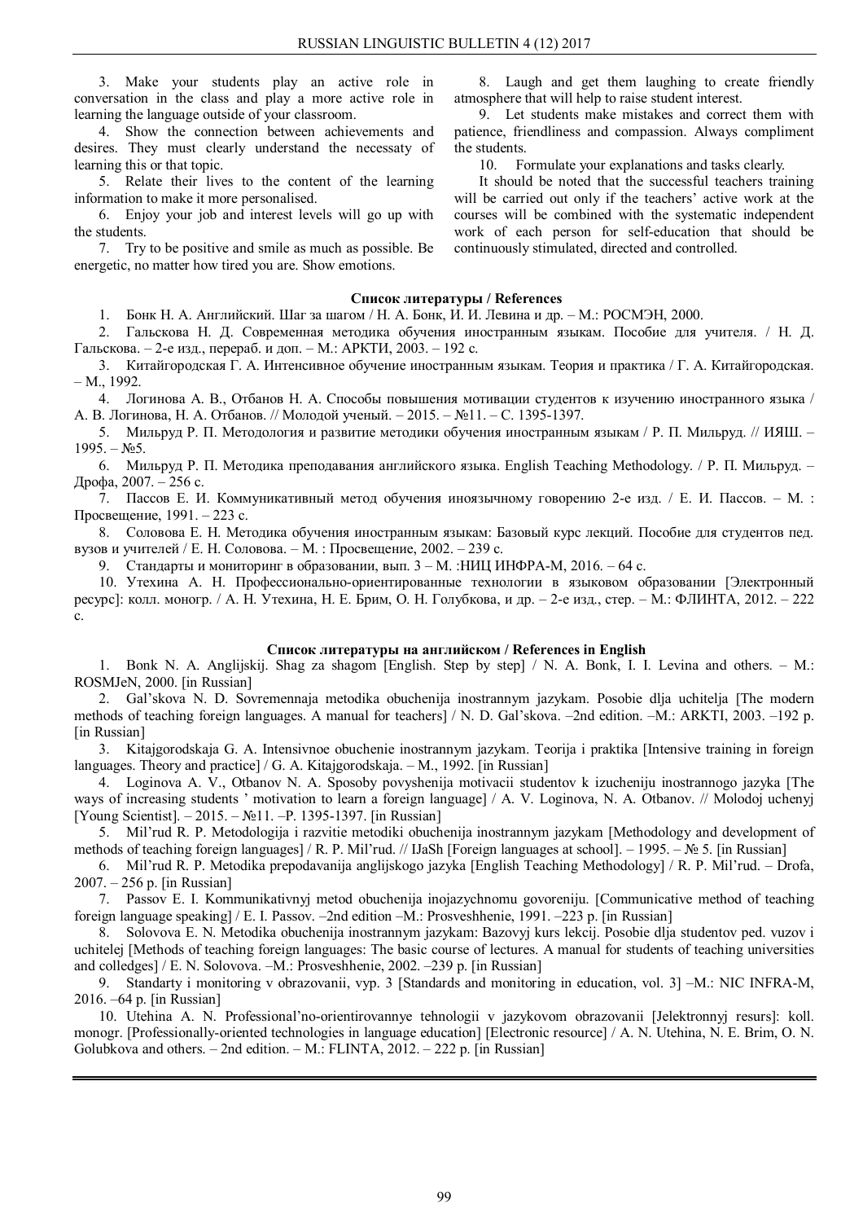3. Make your students play an active role in conversation in the class and play a more active role in learning the language outside of your classroom.

4. Show the connection between achievements and desires. They must clearly understand the necessaty of learning this or that topic.

5. Relate their lives to the content of the learning information to make it more personalised.

6. Enjoy your job and interest levels will go up with the students.

7. Try to be positive and smile as much as possible. Be energetic, no matter how tired you are. Show emotions.

8. Laugh and get them laughing to create friendly atmosphere that will help to raise student interest.

9. Let students make mistakes and correct them with patience, friendliness and compassion. Always compliment the students.

10. Formulate your explanations and tasks clearly.

It should be noted that the successful teachers training will be carried out only if the teachers' active work at the courses will be combined with the systematic independent work of each person for self-education that should be continuously stimulated, directed and controlled.

### Список литературы / References

1. Бонк Н. А. Английский. Шаг за шагом / Н. А. Бонк, И. И. Левина и др. – М.: РОСМЭН, 2000.
2. Гальскова Н. Д. Современная методика обучения иностранным языкам. Пособие для учителя. / Н. Д. Гальскова. – 2-е изд., перераб. и доп. – М.: АРКТИ, 2003. – 192 с.
3. Китайгородская Г. А. Интенсивное обучение иностранным языкам. Теория и практика / Г. А. Китайгородская. – М., 1992.
4. Логинова А. В., Отбанов Н. А. Способы повышения мотивации студентов к изучению иностранного языка / А. В. Логинова, Н. А. Отбанов. // Молодой ученый. – 2015. – №11. – С. 1395-1397.
5. Мильруд Р. П. Методология и развитие методики обучения иностранным языкам / Р. П. Мильруд. // ИЯШ. – 1995. – №5.
6. Мильруд Р. П. Методика преподавания английского языка. English Teaching Methodology. / Р. П. Мильруд. – Дрофа, 2007. – 256 с.
7. Пассов Е. И. Коммуникативный метод обучения иноязычному говорению 2-е изд. / Е. И. Пассов. – М. : Просвещение, 1991. – 223 с.
8. Соловова Е. Н. Методика обучения иностранным языкам: Базовый курс лекций. Пособие для студентов пед. вузов и учителей / Е. Н. Соловова. – М. : Просвещение, 2002. – 239 с.
9. Стандарты и мониторинг в образовании, вып. 3 – М. :НИЦ ИНФРА-М, 2016. – 64 с.
10. Утехина А. Н. Профессионально-ориентированные технологии в языковом образовании [Электронный ресурс]: колл. моногр. / А. Н. Утехина, Н. Е. Брим, О. Н. Голубкова, и др. – 2-е изд., стер. – М.: ФЛИНТА, 2012. – 222 с.

### Список литературы на английском / References in English

1. Bonk N. A. Anglijskij. Shag za shagom [English. Step by step] / N. A. Bonk, I. I. Levina and others. – M.: ROSMJeN, 2000. [in Russian]
2. Gal'skova N. D. Sovremennaja metodika obuchenija inostrannym jazykam. Posobie dlja uchitelja [The modern methods of teaching foreign languages. A manual for teachers] / N. D. Gal'skova. –2nd edition. –M.: ARKTI, 2003. –192 p. [in Russian]
3. Kitajgorodskaja G. A. Intensivnoe obuchenie inostrannym jazykam. Teorija i praktika [Intensive training in foreign languages. Theory and practice] / G. A. Kitajgorodskaja. – M., 1992. [in Russian]
4. Loginova A. V., Otbanov N. A. Sposoby povyshenija motivacii studentov k izucheniju inostrannogo jazyka [The ways of increasing students ' motivation to learn a foreign language] / A. V. Loginova, N. A. Otbanov. // Molodoj uchenyj [Young Scientist]. – 2015. – №11. –P. 1395-1397. [in Russian]
5. Mil'rud R. P. Metodologija i razvitie metodiki obuchenija inostrannym jazykam [Methodology and development of methods of teaching foreign languages] / R. P. Mil'rud. // IJaSh [Foreign languages at school]. – 1995. – № 5. [in Russian]
6. Mil'rud R. P. Metodika prepodavanija anglijskogo jazyka [English Teaching Methodology] / R. P. Mil'rud. – Drofa, 2007. – 256 p. [in Russian]
7. Passov E. I. Kommunikativnyj metod obuchenija inojazychnomu govoreniju. [Communicative method of teaching foreign language speaking] / E. I. Passov. –2nd edition –M.: Prosveshhenie, 1991. –223 p. [in Russian]
8. Solovova E. N. Metodika obuchenija inostrannym jazykam: Bazovyj kurs lekcij. Posobie dlja studentov ped. vuzov i uchitelej [Methods of teaching foreign languages: The basic course of lectures. A manual for students of teaching universities and colledges] / E. N. Solovova. –M.: Prosveshhenie, 2002. –239 p. [in Russian]
9. Standarty i monitoring v obrazovanii, vyp. 3 [Standards and monitoring in education, vol. 3] –M.: NIC INFRA-M, 2016. –64 p. [in Russian]
10. Utehina A. N. Professional'no-orientirovannye tehnologii v jazykovom obrazovanii [Jelektronnyj resurs]: koll. monogr. [Professionally-oriented technologies in language education] [Electronic resource] / A. N. Utehina, N. E. Brim, O. N. Golubkova and others. – 2nd edition. – M.: FLINTA, 2012. – 222 p. [in Russian]